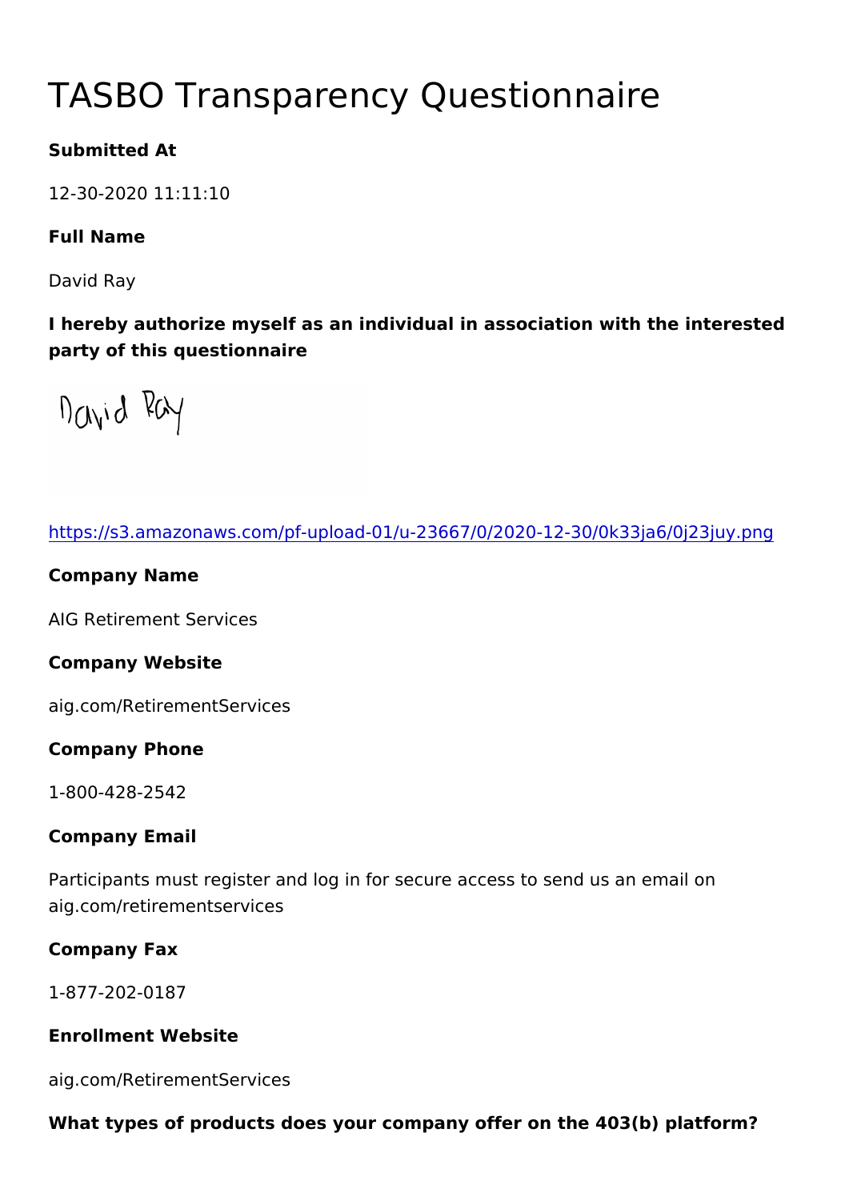# TASBO Transparency Questionnaire

**Submitted At**

12-30-2020 11:11:10

**Full Name**

David Ray

**I hereby authorize myself as an individual in association with the interested party of this questionnaire**

https://s3.amazonaws.com/pf-upload-01/u-23667/0/2020-12-30/0k33ja6/0j23juy.png

**Company Name**

AIG Retirement Services

**Company Website**

aig.com/RetirementServices

**Company Phone**

1-800-428-2542

**Company Email**

Participants must register and log in for secure access to send us an email on aig.com/retirementservices

**Company Fax**

1-877-202-0187

**Enrollment Website**

aig.com/RetirementServices

**What types of products does your company offer on the 403(b) platform?**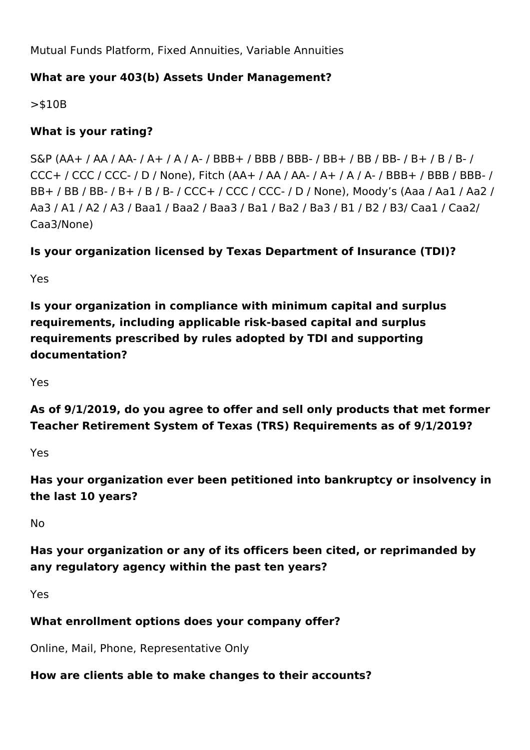Mutual Funds Platform, Fixed Annuities, Variable Annuities

**What are your 403(b) Assets Under Management?**

>$10B

**What is your rating?**

S&P (AA+ / AA / AA- / A+ / A / A- / BBB+ / BBB / BBB- / BB+ / BB / BB- / B+ / B / B- / CCC+ / CCC / CCC- / D / None), Fitch (AA+ / AA / AA- / A+ / A / A- / BBB+ / BBB / BBB- / BB+ / BB / BB- / B+ / B / B- / CCC+ / CCC / CCC- / D / None), Moody's (Aaa / Aa1 / Aa2 / Aa3 / A1 / A2 / A3 / Baa1 / Baa2 / Baa3 / Ba1 / Ba2 / Ba3 / B1 / B2 / B3/ Caa1 / Caa2/ Caa3/None)

**Is your organization licensed by Texas Department of Insurance (TDI)?**

Yes

**Is your organization in compliance with minimum capital and surplus requirements, including applicable risk-based capital and surplus requirements prescribed by rules adopted by TDI and supporting documentation?**

Yes

**As of 9/1/2019, do you agree to offer and sell only products that met former Teacher Retirement System of Texas (TRS) Requirements as of 9/1/2019?**

Yes

**Has your organization ever been petitioned into bankruptcy or insolvency in the last 10 years?**

No

**Has your organization or any of its officers been cited, or reprimanded by any regulatory agency within the past ten years?**

Yes

**What enrollment options does your company offer?**

Online, Mail, Phone, Representative Only

**How are clients able to make changes to their accounts?**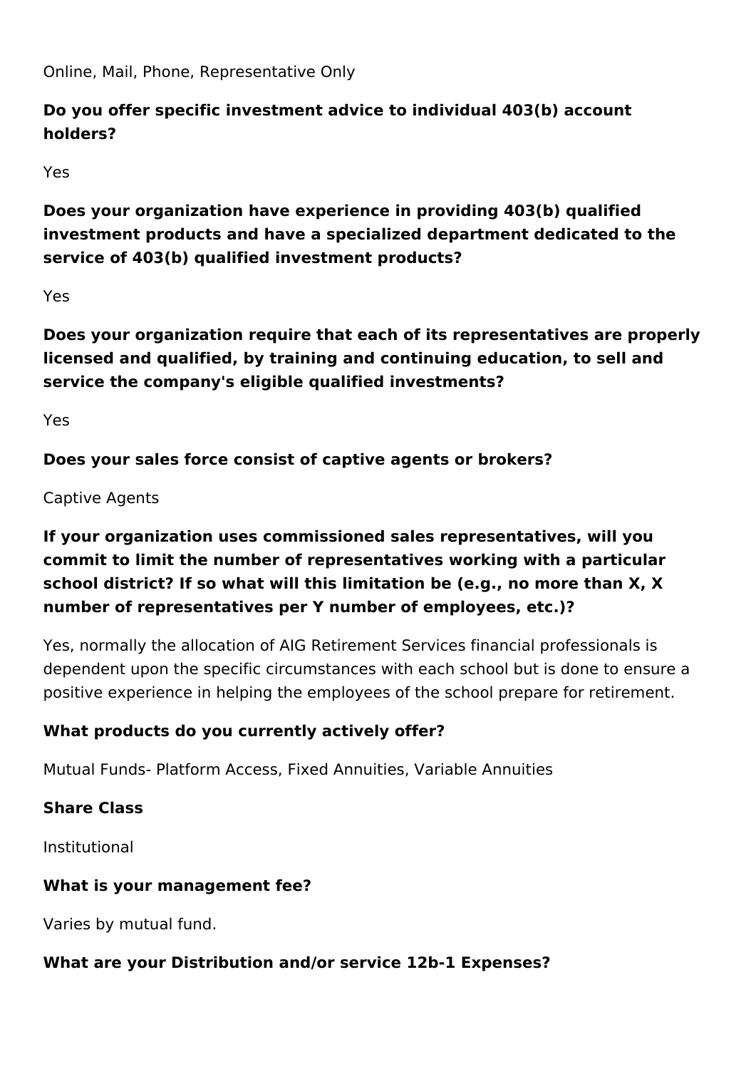Online, Mail, Phone, Representative Only

**Do you offer specific investment advice to individual 403(b) account holders?**

Yes

**Does your organization have experience in providing 403(b) qualified investment products and have a specialized department dedicated to the service of 403(b) qualified investment products?**

Yes

**Does your organization require that each of its representatives are properly licensed and qualified, by training and continuing education, to sell and service the company's eligible qualified investments?**

Yes

**Does your sales force consist of captive agents or brokers?**

Captive Agents

**If your organization uses commissioned sales representatives, will you commit to limit the number of representatives working with a particular school district? If so what will this limitation be (e.g., no more than X, X number of representatives per Y number of employees, etc.)?**

Yes, normally the allocation of AIG Retirement Services financial professionals is dependent upon the specific circumstances with each school but is done to ensure a positive experience in helping the employees of the school prepare for retirement.

**What products do you currently actively offer?**

Mutual Funds- Platform Access, Fixed Annuities, Variable Annuities

**Share Class**

Institutional

**What is your management fee?**

Varies by mutual fund.

**What are your Distribution and/or service 12b-1 Expenses?**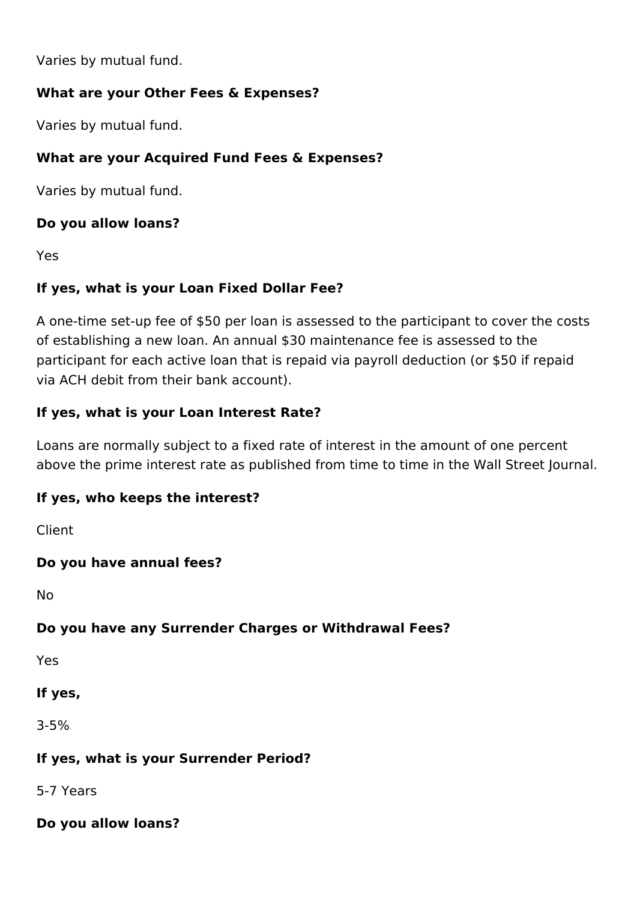Varies by mutual fund.

**What are your Other Fees & Expenses?**

Varies by mutual fund.

**What are your Acquired Fund Fees & Expenses?**

Varies by mutual fund.

**Do you allow loans?**

Yes

**If yes, what is your Loan Fixed Dollar Fee?**

A one-time set-up fee of $50 per loan is assessed to the participant to cover the costs of establishing a new loan. An annual $30 maintenance fee is assessed to the participant for each active loan that is repaid via payroll deduction (or $50 if repaid via ACH debit from their bank account).

**If yes, what is your Loan Interest Rate?**

Loans are normally subject to a fixed rate of interest in the amount of one percent above the prime interest rate as published from time to time in the Wall Street Journal.

**If yes, who keeps the interest?**

Client

**Do you have annual fees?**

No

**Do you have any Surrender Charges or Withdrawal Fees?**

Yes

**If yes,**

3-5%

**If yes, what is your Surrender Period?**

5-7 Years

**Do you allow loans?**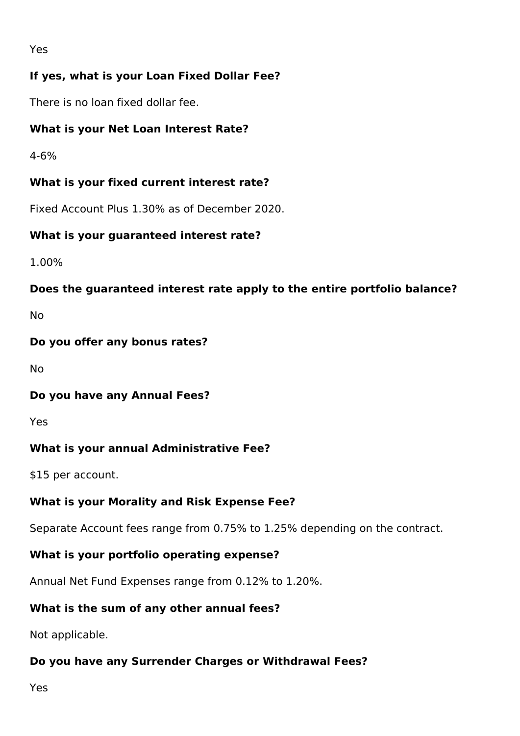Yes

**If yes, what is your Loan Fixed Dollar Fee?**

There is no loan fixed dollar fee.

**What is your Net Loan Interest Rate?**

4-6%

**What is your fixed current interest rate?**

Fixed Account Plus 1.30% as of December 2020.

**What is your guaranteed interest rate?**

1.00%

**Does the guaranteed interest rate apply to the entire portfolio balance?**

No

**Do you offer any bonus rates?**

No

**Do you have any Annual Fees?**

Yes

**What is your annual Administrative Fee?**

$15 per account.

**What is your Morality and Risk Expense Fee?**

Separate Account fees range from 0.75% to 1.25% depending on the contract.

**What is your portfolio operating expense?**

Annual Net Fund Expenses range from 0.12% to 1.20%.

**What is the sum of any other annual fees?**

Not applicable.

**Do you have any Surrender Charges or Withdrawal Fees?**

Yes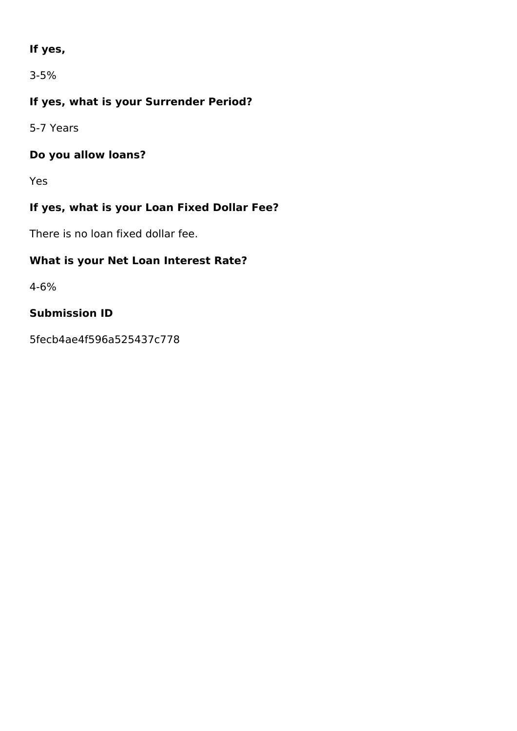**If yes,**

3-5%

**If yes, what is your Surrender Period?**

5-7 Years

**Do you allow loans?**

Yes

**If yes, what is your Loan Fixed Dollar Fee?**

There is no loan fixed dollar fee.

**What is your Net Loan Interest Rate?**

4-6%

**Submission ID**

5fecb4ae4f596a525437c778